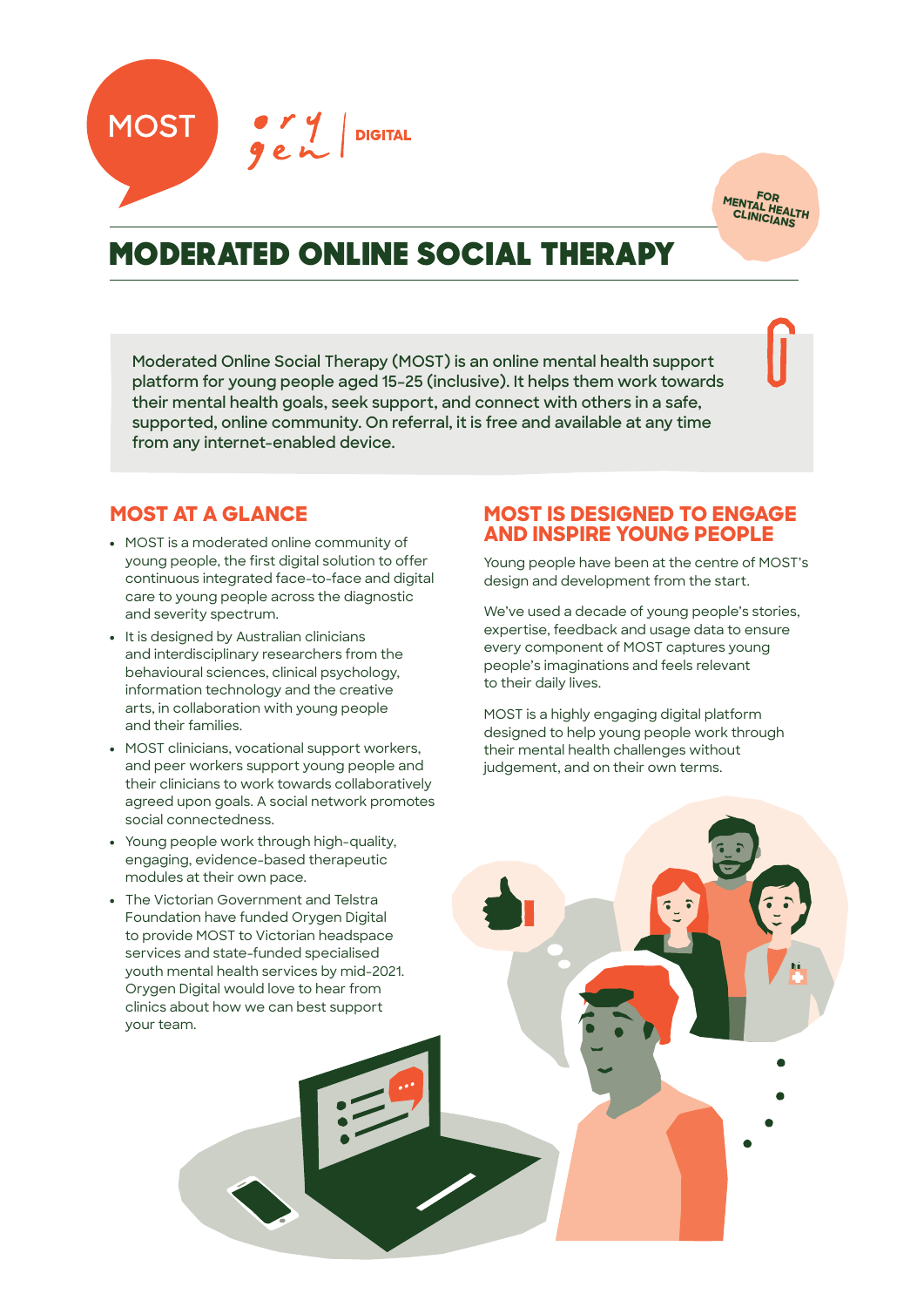MOST

orygen | DIGITAL

FOR MENTAL HEALTH CLINICIANS

# MODERATED ONLINE SOCIAL THERAPY

Moderated Online Social Therapy (MOST) is an online mental health support platform for young people aged 15-25 (inclusive). It helps them work towards their mental health goals, seek support, and connect with others in a safe, supported, online community. On referral, it is free and available at any time from any internet-enabled device.

## MOST AT A GLANCE

- MOST is a moderated online community of young people, the first digital solution to offer continuous integrated face-to-face and digital care to young people across the diagnostic and severity spectrum.
- It is designed by Australian clinicians and interdisciplinary researchers from the behavioural sciences, clinical psychology, information technology and the creative arts, in collaboration with young people and their families.
- MOST clinicians, vocational support workers, and peer workers support young people and their clinicians to work towards collaboratively agreed upon goals. A social network promotes social connectedness.
- Young people work through high-quality, engaging, evidence-based therapeutic modules at their own pace.
- The Victorian Government and Telstra Foundation have funded Orygen Digital to provide MOST to Victorian headspace services and state-funded specialised youth mental health services by mid-2021. Orygen Digital would love to hear from clinics about how we can best support your team.

## MOST IS DESIGNED TO ENGAGE AND INSPIRE YOUNG PEOPLE

Young people have been at the centre of MOST's design and development from the start.

We've used a decade of young people's stories, expertise, feedback and usage data to ensure every component of MOST captures young people's imaginations and feels relevant to their daily lives.

MOST is a highly engaging digital platform designed to help young people work through their mental health challenges without judgement, and on their own terms.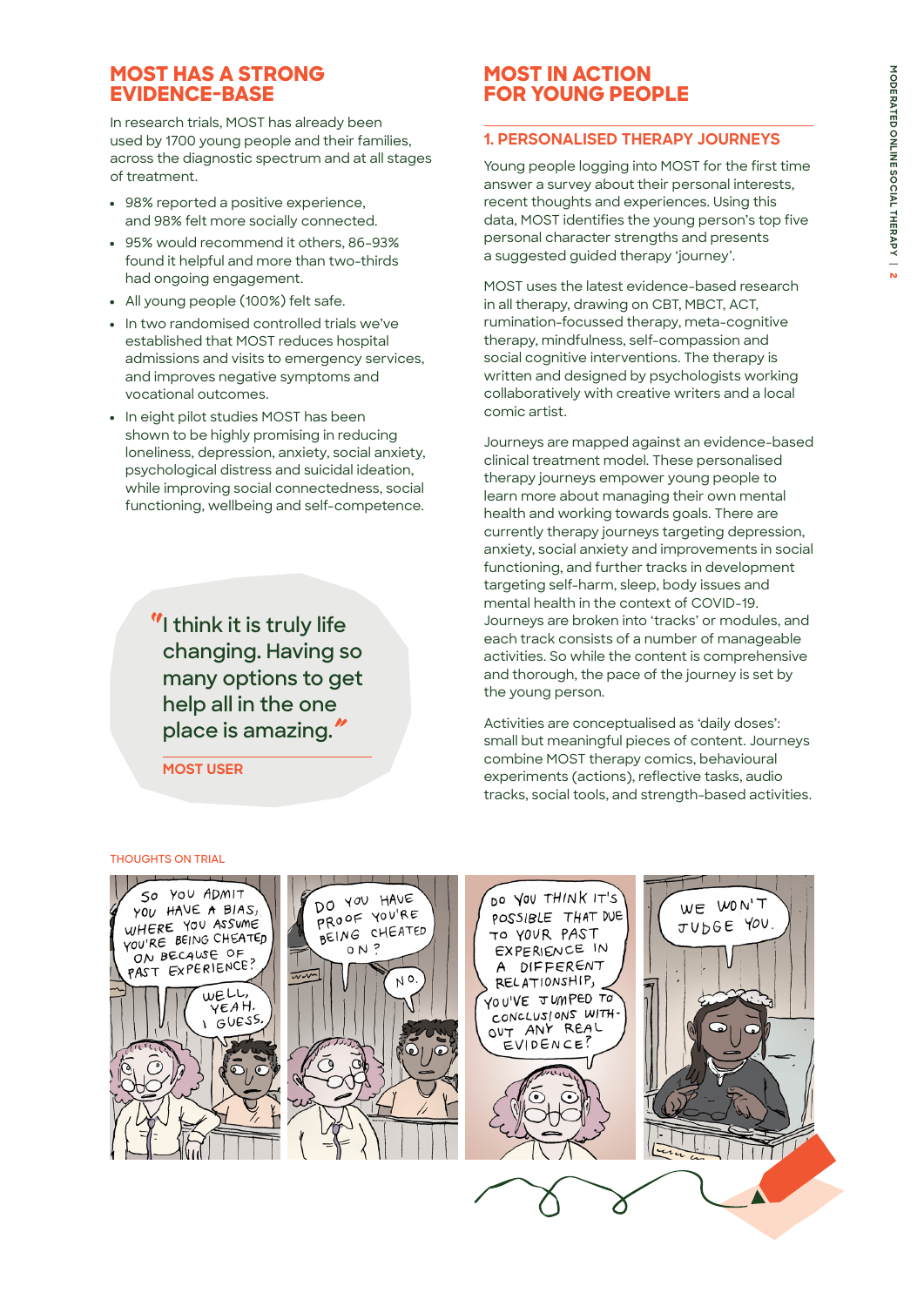## MOST HAS A STRONG EVIDENCE-BASE

In research trials, MOST has already been used by 1700 young people and their families, across the diagnostic spectrum and at all stages of treatment.

- 98% reported a positive experience, and 98% felt more socially connected.
- 95% would recommend it others, 86-93% found it helpful and more than two-thirds had ongoing engagement.
- All young people (100%) felt safe.
- In two randomised controlled trials we've established that MOST reduces hospital admissions and visits to emergency services, and improves negative symptoms and vocational outcomes.
- In eight pilot studies MOST has been shown to be highly promising in reducing loneliness, depression, anxiety, social anxiety, psychological distress and suicidal ideation, while improving social connectedness, social functioning, wellbeing and self-competence.

> "I think it is truly life changing. Having so many options to get help all in the one place is amazing."
>
> MOST USER

## MOST IN ACTION FOR YOUNG PEOPLE

### 1. PERSONALISED THERAPY JOURNEYS

Young people logging into MOST for the first time answer a survey about their personal interests, recent thoughts and experiences. Using this data, MOST identifies the young person's top five personal character strengths and presents a suggested guided therapy 'journey'.

MOST uses the latest evidence-based research in all therapy, drawing on CBT, MBCT, ACT, rumination-focussed therapy, meta-cognitive therapy, mindfulness, self-compassion and social cognitive interventions. The therapy is written and designed by psychologists working collaboratively with creative writers and a local comic artist.

Journeys are mapped against an evidence-based clinical treatment model. These personalised therapy journeys empower young people to learn more about managing their own mental health and working towards goals. There are currently therapy journeys targeting depression, anxiety, social anxiety and improvements in social functioning, and further tracks in development targeting self-harm, sleep, body issues and mental health in the context of COVID-19. Journeys are broken into 'tracks' or modules, and each track consists of a number of manageable activities. So while the content is comprehensive and thorough, the pace of the journey is set by the young person.

Activities are conceptualised as 'daily doses': small but meaningful pieces of content. Journeys combine MOST therapy comics, behavioural experiments (actions), reflective tasks, audio tracks, social tools, and strength-based activities.

THOUGHTS ON TRIAL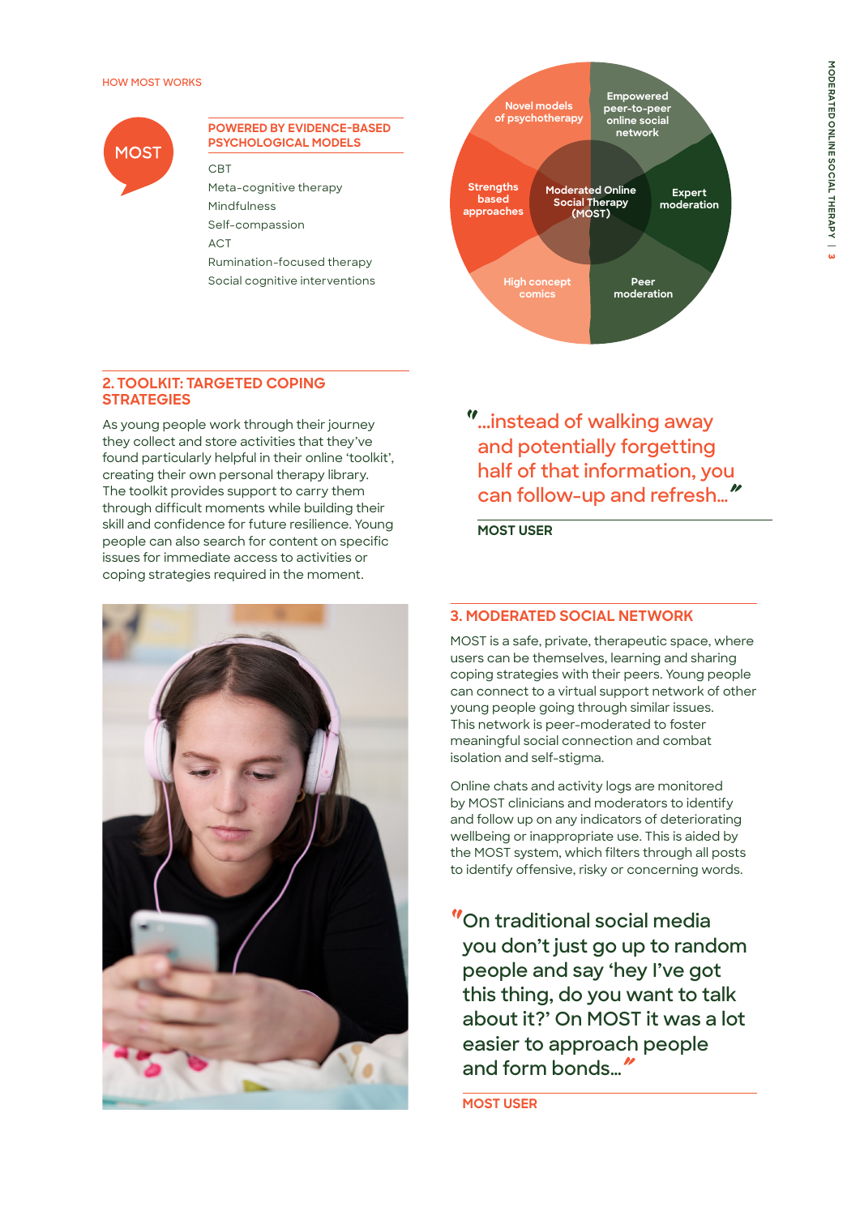HOW MOST WORKS

MOST

**POWERED BY EVIDENCE-BASED PSYCHOLOGICAL MODELS**

- CBT
- Meta-cognitive therapy
- Mindfulness
- Self-compassion
- ACT
- Rumination-focused therapy
- Social cognitive interventions

Moderated Online Social Therapy (MOST)

- Novel models of psychotherapy
- Empowered peer-to-peer online social network
- Expert moderation
- Peer moderation
- High concept comics
- Strengths based approaches

## 2. TOOLKIT: TARGETED COPING STRATEGIES

As young people work through their journey they collect and store activities that they've found particularly helpful in their online 'toolkit', creating their own personal therapy library. The toolkit provides support to carry them through difficult moments while building their skill and confidence for future resilience. Young people can also search for content on specific issues for immediate access to activities or coping strategies required in the moment.

> "...instead of walking away and potentially forgetting half of that information, you can follow-up and refresh..."

**MOST USER**

## 3. MODERATED SOCIAL NETWORK

MOST is a safe, private, therapeutic space, where users can be themselves, learning and sharing coping strategies with their peers. Young people can connect to a virtual support network of other young people going through similar issues. This network is peer-moderated to foster meaningful social connection and combat isolation and self-stigma.

Online chats and activity logs are monitored by MOST clinicians and moderators to identify and follow up on any indicators of deteriorating wellbeing or inappropriate use. This is aided by the MOST system, which filters through all posts to identify offensive, risky or concerning words.

> "On traditional social media you don't just go up to random people and say 'hey I've got this thing, do you want to talk about it?' On MOST it was a lot easier to approach people and form bonds..."

**MOST USER**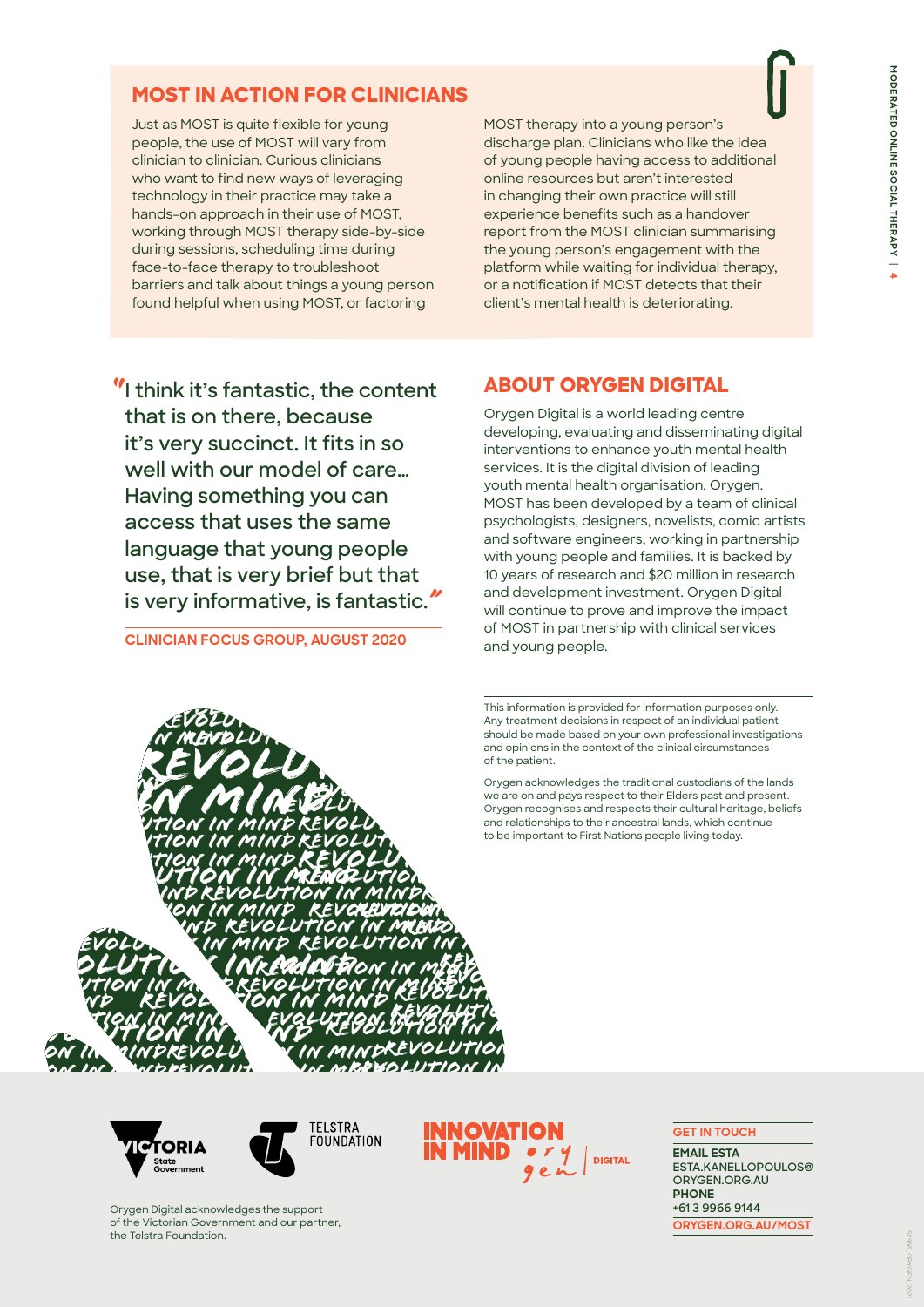## MOST IN ACTION FOR CLINICIANS

Just as MOST is quite flexible for young people, the use of MOST will vary from clinician to clinician. Curious clinicians who want to find new ways of leveraging technology in their practice may take a hands-on approach in their use of MOST, working through MOST therapy side-by-side during sessions, scheduling time during face-to-face therapy to troubleshoot barriers and talk about things a young person found helpful when using MOST, or factoring MOST therapy into a young person's discharge plan. Clinicians who like the idea of young people having access to additional online resources but aren't interested in changing their own practice will still experience benefits such as a handover report from the MOST clinician summarising the young person's engagement with the platform while waiting for individual therapy, or a notification if MOST detects that their client's mental health is deteriorating.

"I think it's fantastic, the content that is on there, because it's very succinct. It fits in so well with our model of care… Having something you can access that uses the same language that young people use, that is very brief but that is very informative, is fantastic."

**CLINICIAN FOCUS GROUP, AUGUST 2020**

## ABOUT ORYGEN DIGITAL

Orygen Digital is a world leading centre developing, evaluating and disseminating digital interventions to enhance youth mental health services. It is the digital division of leading youth mental health organisation, Orygen. MOST has been developed by a team of clinical psychologists, designers, novelists, comic artists and software engineers, working in partnership with young people and families. It is backed by 10 years of research and $20 million in research and development investment. Orygen Digital will continue to prove and improve the impact of MOST in partnership with clinical services and young people.

This information is provided for information purposes only. Any treatment decisions in respect of an individual patient should be made based on your own professional investigations and opinions in the context of the clinical circumstances of the patient.

Orygen acknowledges the traditional custodians of the lands we are on and pays respect to their Elders past and present. Orygen recognises and respects their cultural heritage, beliefs and relationships to their ancestral lands, which continue to be important to First Nations people living today.

VICTORIA State Government

TELSTRA FOUNDATION

INNOVATION IN MIND orygen DIGITAL

Orygen Digital acknowledges the support of the Victorian Government and our partner, the Telstra Foundation.

**GET IN TOUCH**

**EMAIL ESTA**
ESTA.KANELLOPOULOS@ORYGEN.ORG.AU

**PHONE**
+61 3 9966 9144

**ORYGEN.ORG.AU/MOST**